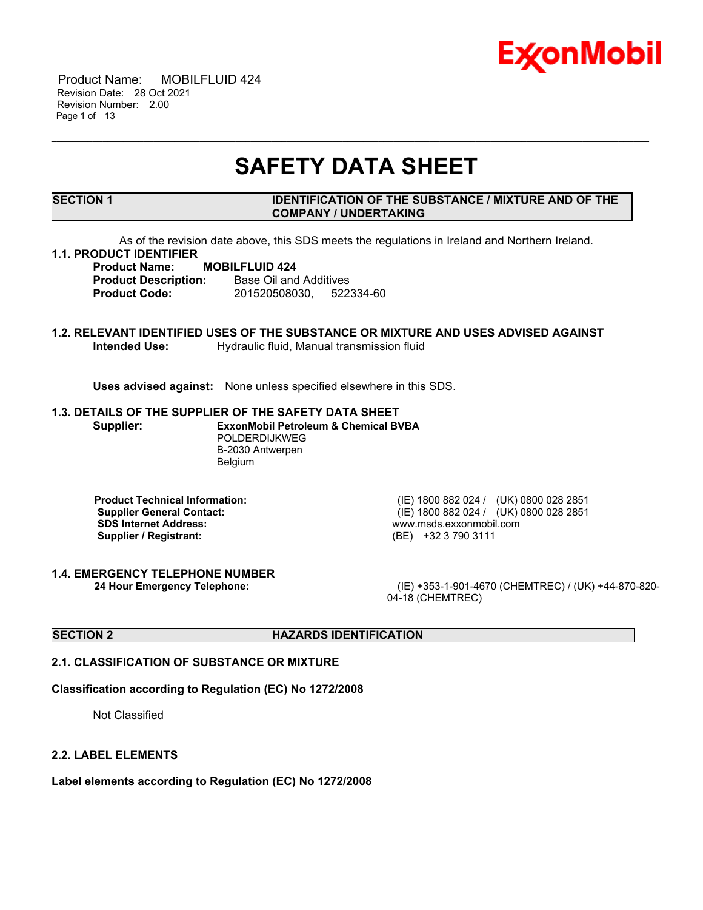# SAFETY DATA SHEET

## SECTION 1 IDENTIFICATION OF THE SUBSTANCE / MIXTURE AND OF THE COMPANY / UNDERTAKING

As of the revision date above, this SDS meets the regulations in Ireland and Northern Ireland.

### 1.1. PRODUCT IDENTIFIER

**Product Name:** **MOBILFLUID 424**
**Product Description:** Base Oil and Additives
**Product Code:** 201520508030, 522334-60

### 1.2. RELEVANT IDENTIFIED USES OF THE SUBSTANCE OR MIXTURE AND USES ADVISED AGAINST

**Intended Use:** Hydraulic fluid, Manual transmission fluid

**Uses advised against:** None unless specified elsewhere in this SDS.

### 1.3. DETAILS OF THE SUPPLIER OF THE SAFETY DATA SHEET

**Supplier:** **ExxonMobil Petroleum & Chemical BVBA**
POLDERDIJKWEG
B-2030 Antwerpen
Belgium

| | |
|---|---|
| **Product Technical Information:** | (IE) 1800 882 024 / (UK) 0800 028 2851 |
| **Supplier General Contact:** | (IE) 1800 882 024 / (UK) 0800 028 2851 |
| **SDS Internet Address:** | www.msds.exxonmobil.com |
| **Supplier / Registrant:** | (BE) +32 3 790 3111 |

### 1.4. EMERGENCY TELEPHONE NUMBER

**24 Hour Emergency Telephone:** (IE) +353-1-901-4670 (CHEMTREC) / (UK) +44-870-820-04-18 (CHEMTREC)

## SECTION 2 HAZARDS IDENTIFICATION

### 2.1. CLASSIFICATION OF SUBSTANCE OR MIXTURE

**Classification according to Regulation (EC) No 1272/2008**

Not Classified

### 2.2. LABEL ELEMENTS

**Label elements according to Regulation (EC) No 1272/2008**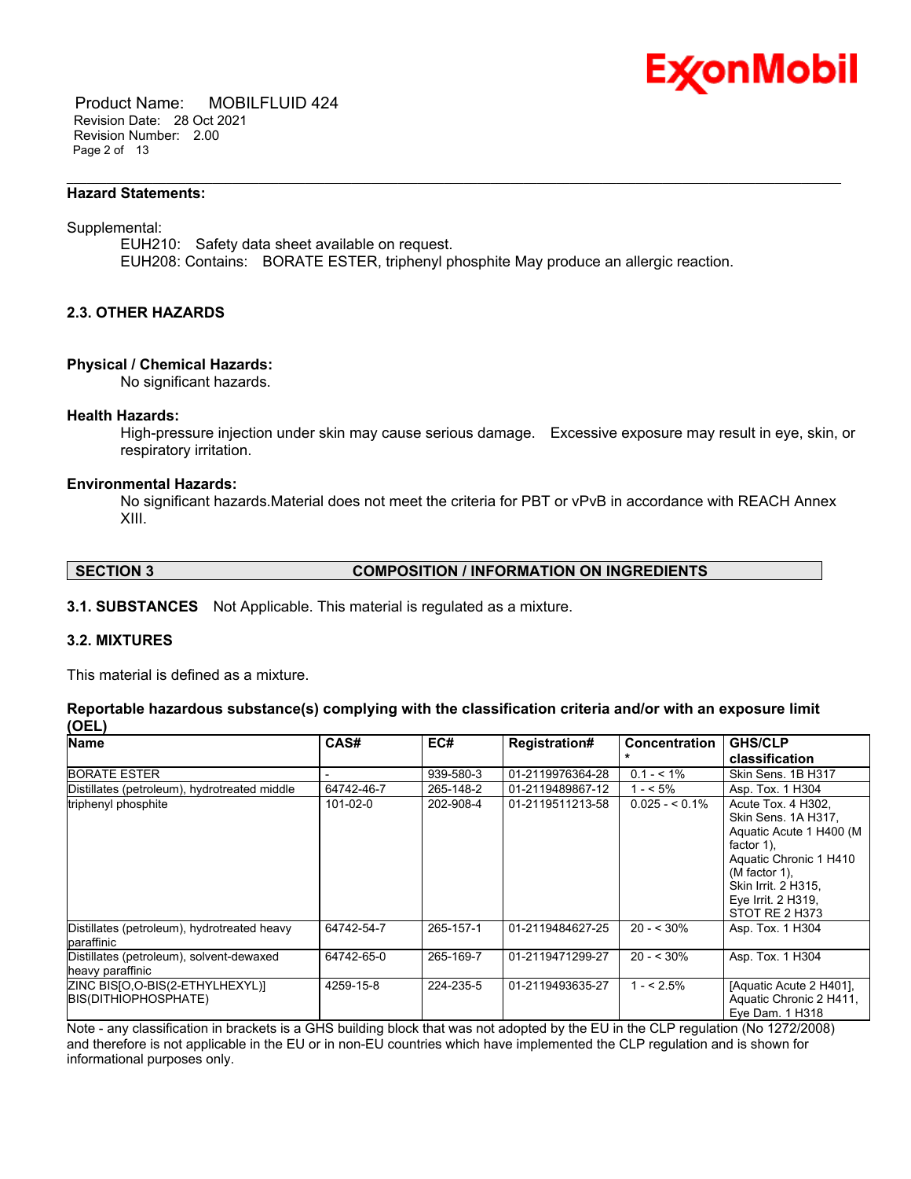**Hazard Statements:**

Supplemental:

EUH210: Safety data sheet available on request.

EUH208: Contains: BORATE ESTER, triphenyl phosphite May produce an allergic reaction.

### 2.3. OTHER HAZARDS

**Physical / Chemical Hazards:**

No significant hazards.

**Health Hazards:**

High-pressure injection under skin may cause serious damage. Excessive exposure may result in eye, skin, or respiratory irritation.

**Environmental Hazards:**

No significant hazards.Material does not meet the criteria for PBT or vPvB in accordance with REACH Annex XIII.

## SECTION 3 COMPOSITION / INFORMATION ON INGREDIENTS

**3.1. SUBSTANCES** Not Applicable. This material is regulated as a mixture.

### 3.2. MIXTURES

This material is defined as a mixture.

**Reportable hazardous substance(s) complying with the classification criteria and/or with an exposure limit (OEL)**

| Name | CAS# | EC# | Registration# | Concentration * | GHS/CLP classification |
|---|---|---|---|---|---|
| BORATE ESTER | - | 939-580-3 | 01-2119976364-28 | 0.1 - < 1% | Skin Sens. 1B H317 |
| Distillates (petroleum), hydrotreated middle | 64742-46-7 | 265-148-2 | 01-2119489867-12 | 1 - < 5% | Asp. Tox. 1 H304 |
| triphenyl phosphite | 101-02-0 | 202-908-4 | 01-2119511213-58 | 0.025 - < 0.1% | Acute Tox. 4 H302, Skin Sens. 1A H317, Aquatic Acute 1 H400 (M factor 1), Aquatic Chronic 1 H410 (M factor 1), Skin Irrit. 2 H315, Eye Irrit. 2 H319, STOT RE 2 H373 |
| Distillates (petroleum), hydrotreated heavy paraffinic | 64742-54-7 | 265-157-1 | 01-2119484627-25 | 20 - < 30% | Asp. Tox. 1 H304 |
| Distillates (petroleum), solvent-dewaxed heavy paraffinic | 64742-65-0 | 265-169-7 | 01-2119471299-27 | 20 - < 30% | Asp. Tox. 1 H304 |
| ZINC BIS[O,O-BIS(2-ETHYLHEXYL)] BIS(DITHIOPHOSPHATE) | 4259-15-8 | 224-235-5 | 01-2119493635-27 | 1 - < 2.5% | [Aquatic Acute 2 H401], Aquatic Chronic 2 H411, Eye Dam. 1 H318 |

Note - any classification in brackets is a GHS building block that was not adopted by the EU in the CLP regulation (No 1272/2008) and therefore is not applicable in the EU or in non-EU countries which have implemented the CLP regulation and is shown for informational purposes only.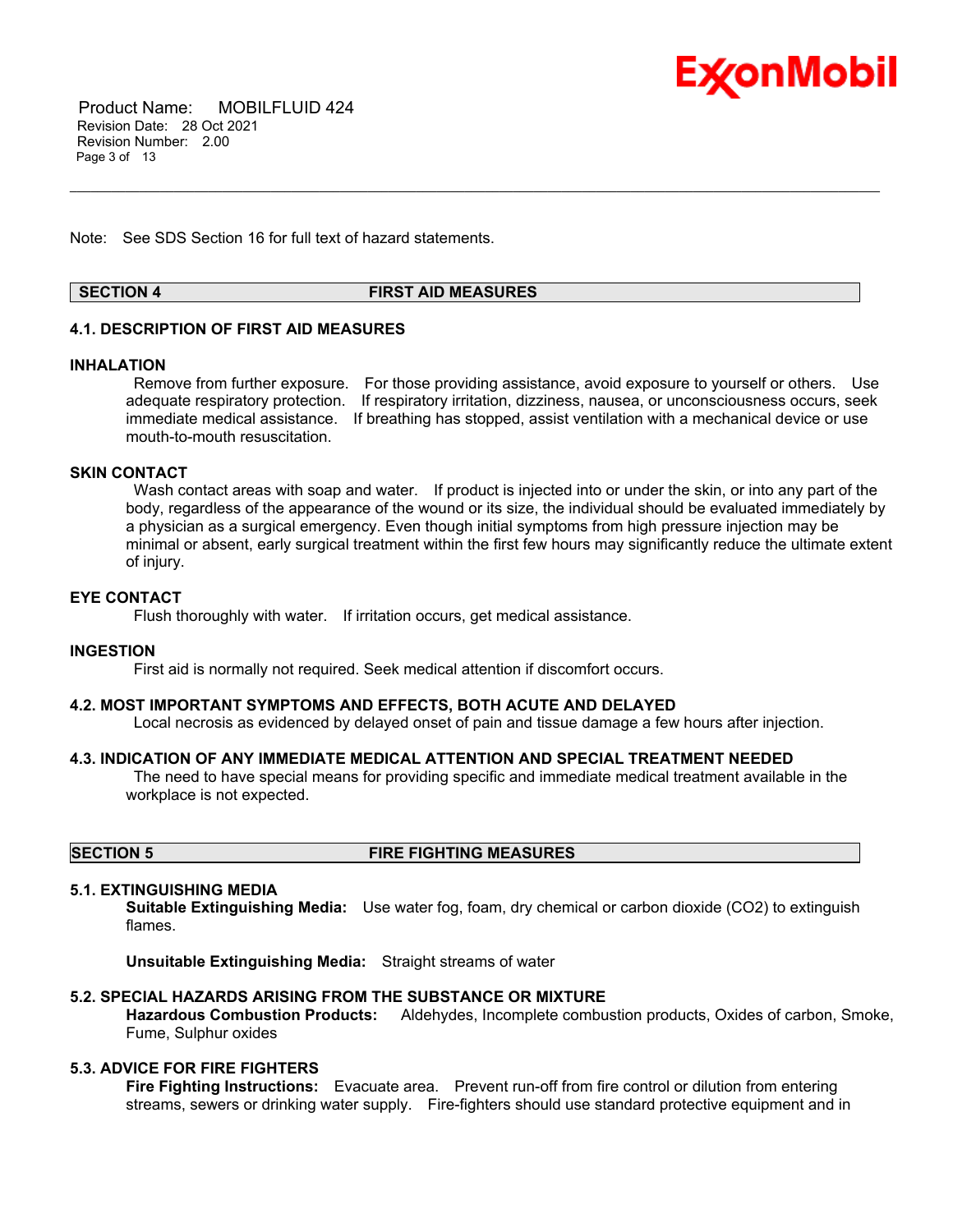Note: See SDS Section 16 for full text of hazard statements.

## SECTION 4 FIRST AID MEASURES

### 4.1. DESCRIPTION OF FIRST AID MEASURES

**INHALATION**

Remove from further exposure. For those providing assistance, avoid exposure to yourself or others. Use adequate respiratory protection. If respiratory irritation, dizziness, nausea, or unconsciousness occurs, seek immediate medical assistance. If breathing has stopped, assist ventilation with a mechanical device or use mouth-to-mouth resuscitation.

**SKIN CONTACT**

Wash contact areas with soap and water. If product is injected into or under the skin, or into any part of the body, regardless of the appearance of the wound or its size, the individual should be evaluated immediately by a physician as a surgical emergency. Even though initial symptoms from high pressure injection may be minimal or absent, early surgical treatment within the first few hours may significantly reduce the ultimate extent of injury.

**EYE CONTACT**

Flush thoroughly with water. If irritation occurs, get medical assistance.

**INGESTION**

First aid is normally not required. Seek medical attention if discomfort occurs.

### 4.2. MOST IMPORTANT SYMPTOMS AND EFFECTS, BOTH ACUTE AND DELAYED

Local necrosis as evidenced by delayed onset of pain and tissue damage a few hours after injection.

### 4.3. INDICATION OF ANY IMMEDIATE MEDICAL ATTENTION AND SPECIAL TREATMENT NEEDED

The need to have special means for providing specific and immediate medical treatment available in the workplace is not expected.

## SECTION 5 FIRE FIGHTING MEASURES

### 5.1. EXTINGUISHING MEDIA

**Suitable Extinguishing Media:** Use water fog, foam, dry chemical or carbon dioxide ($CO_2$) to extinguish flames.

**Unsuitable Extinguishing Media:** Straight streams of water

### 5.2. SPECIAL HAZARDS ARISING FROM THE SUBSTANCE OR MIXTURE

**Hazardous Combustion Products:** Aldehydes, Incomplete combustion products, Oxides of carbon, Smoke, Fume, Sulphur oxides

### 5.3. ADVICE FOR FIRE FIGHTERS

**Fire Fighting Instructions:** Evacuate area. Prevent run-off from fire control or dilution from entering streams, sewers or drinking water supply. Fire-fighters should use standard protective equipment and in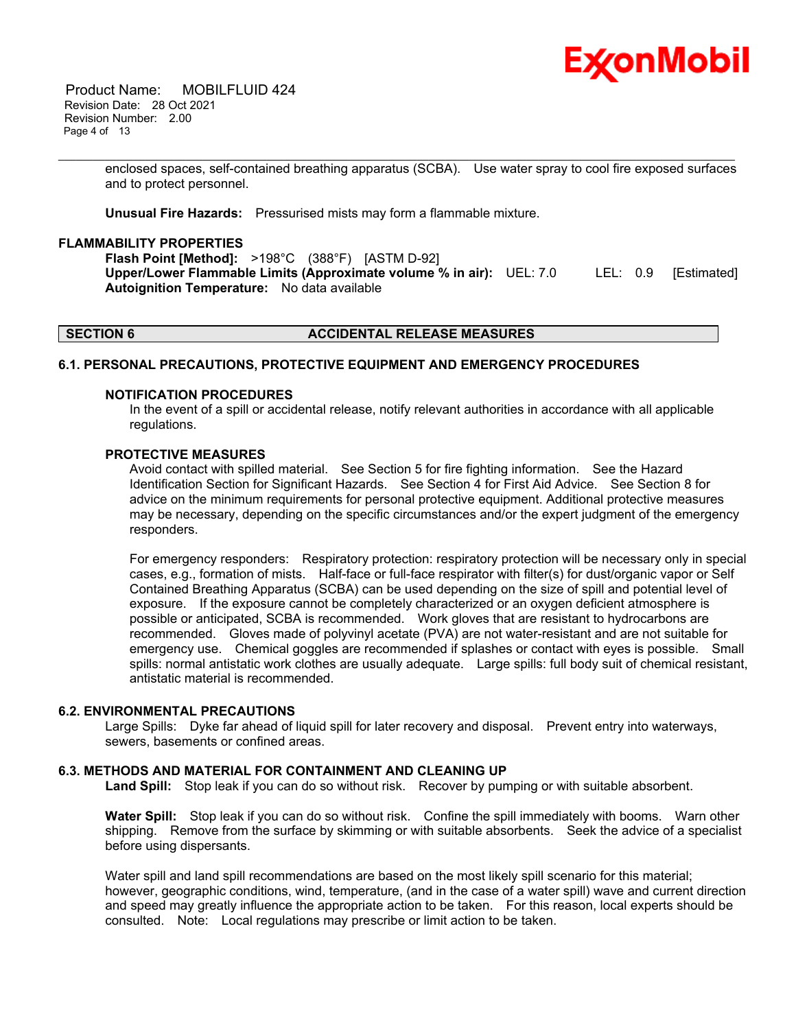enclosed spaces, self-contained breathing apparatus (SCBA). Use water spray to cool fire exposed surfaces and to protect personnel.

**Unusual Fire Hazards:** Pressurised mists may form a flammable mixture.

### FLAMMABILITY PROPERTIES

**Flash Point [Method]:** >198°C (388°F) [ASTM D-92]
**Upper/Lower Flammable Limits (Approximate volume % in air):** UEL: 7.0 LEL: 0.9 [Estimated]
**Autoignition Temperature:** No data available

## SECTION 6 ACCIDENTAL RELEASE MEASURES

### 6.1. PERSONAL PRECAUTIONS, PROTECTIVE EQUIPMENT AND EMERGENCY PROCEDURES

#### NOTIFICATION PROCEDURES

In the event of a spill or accidental release, notify relevant authorities in accordance with all applicable regulations.

#### PROTECTIVE MEASURES

Avoid contact with spilled material. See Section 5 for fire fighting information. See the Hazard Identification Section for Significant Hazards. See Section 4 for First Aid Advice. See Section 8 for advice on the minimum requirements for personal protective equipment. Additional protective measures may be necessary, depending on the specific circumstances and/or the expert judgment of the emergency responders.

For emergency responders: Respiratory protection: respiratory protection will be necessary only in special cases, e.g., formation of mists. Half-face or full-face respirator with filter(s) for dust/organic vapor or Self Contained Breathing Apparatus (SCBA) can be used depending on the size of spill and potential level of exposure. If the exposure cannot be completely characterized or an oxygen deficient atmosphere is possible or anticipated, SCBA is recommended. Work gloves that are resistant to hydrocarbons are recommended. Gloves made of polyvinyl acetate (PVA) are not water-resistant and are not suitable for emergency use. Chemical goggles are recommended if splashes or contact with eyes is possible. Small spills: normal antistatic work clothes are usually adequate. Large spills: full body suit of chemical resistant, antistatic material is recommended.

### 6.2. ENVIRONMENTAL PRECAUTIONS

Large Spills: Dyke far ahead of liquid spill for later recovery and disposal. Prevent entry into waterways, sewers, basements or confined areas.

### 6.3. METHODS AND MATERIAL FOR CONTAINMENT AND CLEANING UP

**Land Spill:** Stop leak if you can do so without risk. Recover by pumping or with suitable absorbent.

**Water Spill:** Stop leak if you can do so without risk. Confine the spill immediately with booms. Warn other shipping. Remove from the surface by skimming or with suitable absorbents. Seek the advice of a specialist before using dispersants.

Water spill and land spill recommendations are based on the most likely spill scenario for this material; however, geographic conditions, wind, temperature, (and in the case of a water spill) wave and current direction and speed may greatly influence the appropriate action to be taken. For this reason, local experts should be consulted. Note: Local regulations may prescribe or limit action to be taken.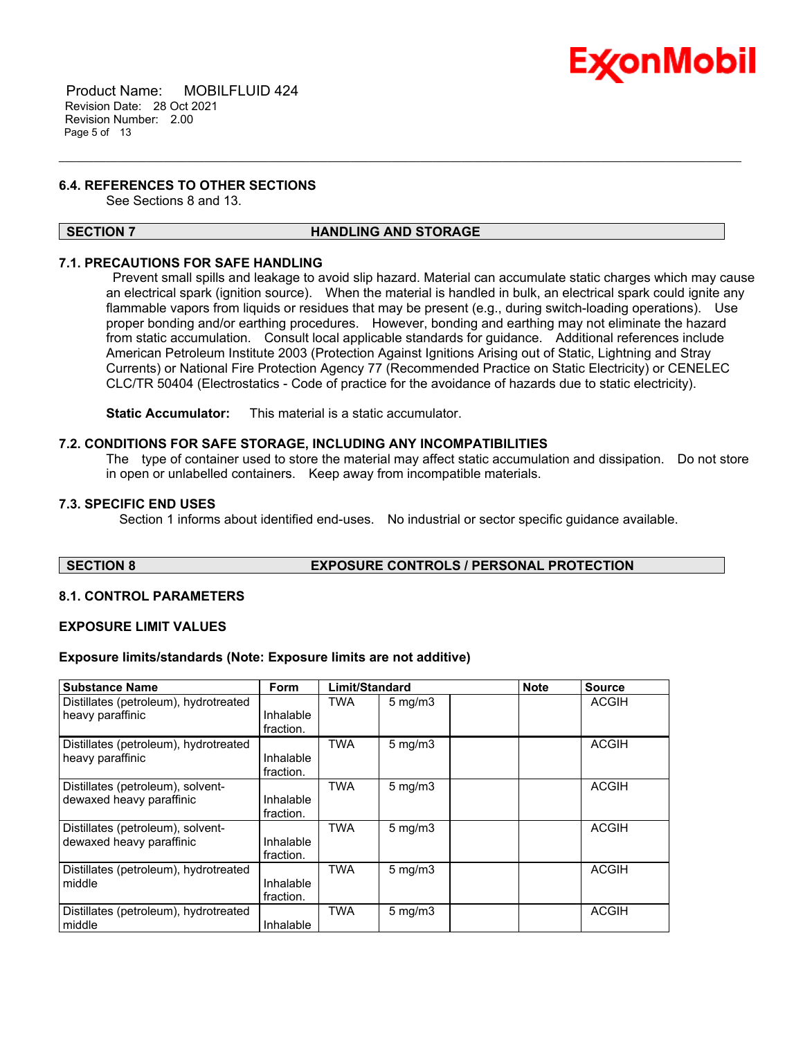### 6.4. REFERENCES TO OTHER SECTIONS

See Sections 8 and 13.

## SECTION 7 HANDLING AND STORAGE

### 7.1. PRECAUTIONS FOR SAFE HANDLING

Prevent small spills and leakage to avoid slip hazard. Material can accumulate static charges which may cause an electrical spark (ignition source). When the material is handled in bulk, an electrical spark could ignite any flammable vapors from liquids or residues that may be present (e.g., during switch-loading operations). Use proper bonding and/or earthing procedures. However, bonding and earthing may not eliminate the hazard from static accumulation. Consult local applicable standards for guidance. Additional references include American Petroleum Institute 2003 (Protection Against Ignitions Arising out of Static, Lightning and Stray Currents) or National Fire Protection Agency 77 (Recommended Practice on Static Electricity) or CENELEC CLC/TR 50404 (Electrostatics - Code of practice for the avoidance of hazards due to static electricity).

**Static Accumulator:** This material is a static accumulator.

### 7.2. CONDITIONS FOR SAFE STORAGE, INCLUDING ANY INCOMPATIBILITIES

The type of container used to store the material may affect static accumulation and dissipation. Do not store in open or unlabelled containers. Keep away from incompatible materials.

### 7.3. SPECIFIC END USES

Section 1 informs about identified end-uses. No industrial or sector specific guidance available.

## SECTION 8 EXPOSURE CONTROLS / PERSONAL PROTECTION

### 8.1. CONTROL PARAMETERS

**EXPOSURE LIMIT VALUES**

**Exposure limits/standards (Note: Exposure limits are not additive)**

| Substance Name | Form | Limit/Standard | | | Note | Source |
|---|---|---|---|---|---|---|
| Distillates (petroleum), hydrotreated heavy paraffinic | Inhalable fraction. | TWA | 5 mg/m3 | | | ACGIH |
| Distillates (petroleum), hydrotreated heavy paraffinic | Inhalable fraction. | TWA | 5 mg/m3 | | | ACGIH |
| Distillates (petroleum), solvent-dewaxed heavy paraffinic | Inhalable fraction. | TWA | 5 mg/m3 | | | ACGIH |
| Distillates (petroleum), solvent-dewaxed heavy paraffinic | Inhalable fraction. | TWA | 5 mg/m3 | | | ACGIH |
| Distillates (petroleum), hydrotreated middle | Inhalable fraction. | TWA | 5 mg/m3 | | | ACGIH |
| Distillates (petroleum), hydrotreated middle | Inhalable | TWA | 5 mg/m3 | | | ACGIH |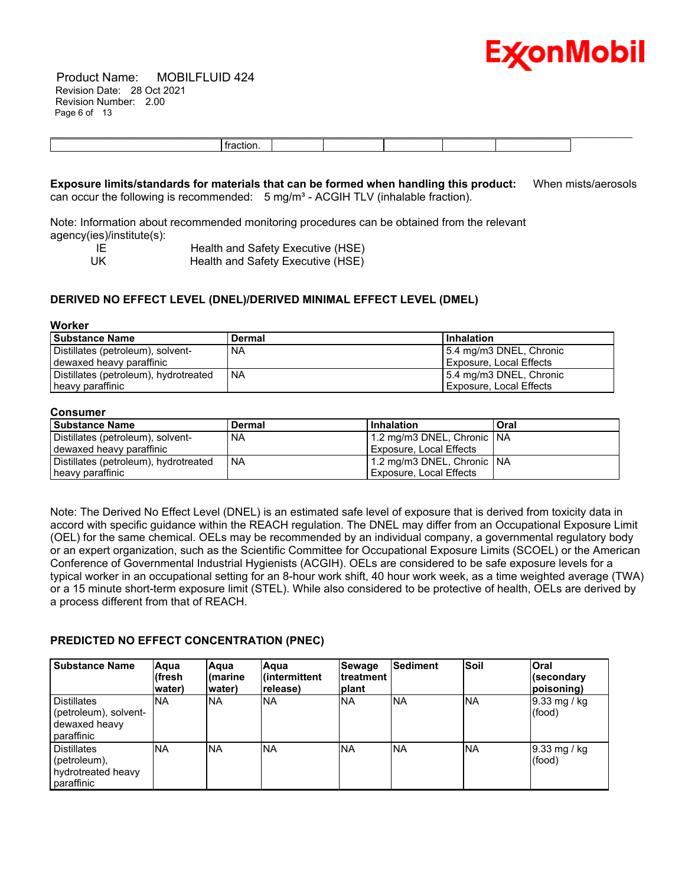| | fraction. | | | | | |
|---|---|---|---|---|---|---|

**Exposure limits/standards for materials that can be formed when handling this product:** When mists/aerosols can occur the following is recommended: 5 mg/m³ - ACGIH TLV (inhalable fraction).

Note: Information about recommended monitoring procedures can be obtained from the relevant agency(ies)/institute(s):

| | |
|---|---|
| IE | Health and Safety Executive (HSE) |
| UK | Health and Safety Executive (HSE) |

### DERIVED NO EFFECT LEVEL (DNEL)/DERIVED MINIMAL EFFECT LEVEL (DMEL)

**Worker**

| Substance Name | Dermal | Inhalation |
|---|---|---|
| Distillates (petroleum), solvent-dewaxed heavy paraffinic | NA | 5.4 mg/m3 DNEL, Chronic Exposure, Local Effects |
| Distillates (petroleum), hydrotreated heavy paraffinic | NA | 5.4 mg/m3 DNEL, Chronic Exposure, Local Effects |

**Consumer**

| Substance Name | Dermal | Inhalation | Oral |
|---|---|---|---|
| Distillates (petroleum), solvent-dewaxed heavy paraffinic | NA | 1.2 mg/m3 DNEL, Chronic Exposure, Local Effects | NA |
| Distillates (petroleum), hydrotreated heavy paraffinic | NA | 1.2 mg/m3 DNEL, Chronic Exposure, Local Effects | NA |

Note: The Derived No Effect Level (DNEL) is an estimated safe level of exposure that is derived from toxicity data in accord with specific guidance within the REACH regulation. The DNEL may differ from an Occupational Exposure Limit (OEL) for the same chemical. OELs may be recommended by an individual company, a governmental regulatory body or an expert organization, such as the Scientific Committee for Occupational Exposure Limits (SCOEL) or the American Conference of Governmental Industrial Hygienists (ACGIH). OELs are considered to be safe exposure levels for a typical worker in an occupational setting for an 8-hour work shift, 40 hour work week, as a time weighted average (TWA) or a 15 minute short-term exposure limit (STEL). While also considered to be protective of health, OELs are derived by a process different from that of REACH.

### PREDICTED NO EFFECT CONCENTRATION (PNEC)

| Substance Name | Aqua (fresh water) | Aqua (marine water) | Aqua (intermittent release) | Sewage treatment plant | Sediment | Soil | Oral (secondary poisoning) |
|---|---|---|---|---|---|---|---|
| Distillates (petroleum), solvent-dewaxed heavy paraffinic | NA | NA | NA | NA | NA | NA | 9.33 mg / kg (food) |
| Distillates (petroleum), hydrotreated heavy paraffinic | NA | NA | NA | NA | NA | NA | 9.33 mg / kg (food) |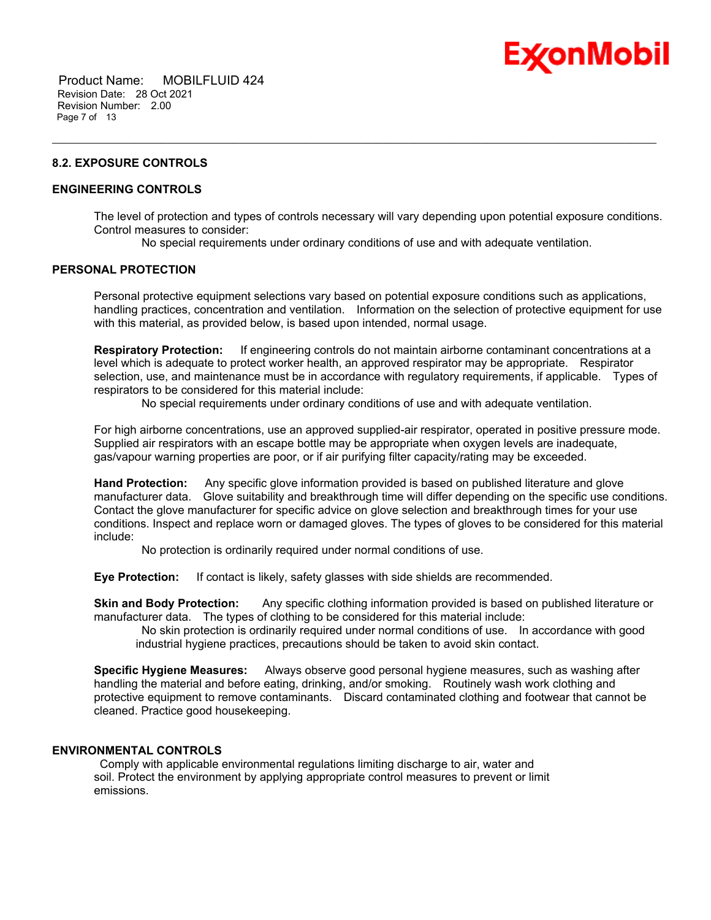### 8.2. EXPOSURE CONTROLS

#### ENGINEERING CONTROLS

The level of protection and types of controls necessary will vary depending upon potential exposure conditions. Control measures to consider:

No special requirements under ordinary conditions of use and with adequate ventilation.

#### PERSONAL PROTECTION

Personal protective equipment selections vary based on potential exposure conditions such as applications, handling practices, concentration and ventilation. Information on the selection of protective equipment for use with this material, as provided below, is based upon intended, normal usage.

**Respiratory Protection:** If engineering controls do not maintain airborne contaminant concentrations at a level which is adequate to protect worker health, an approved respirator may be appropriate. Respirator selection, use, and maintenance must be in accordance with regulatory requirements, if applicable. Types of respirators to be considered for this material include:

No special requirements under ordinary conditions of use and with adequate ventilation.

For high airborne concentrations, use an approved supplied-air respirator, operated in positive pressure mode. Supplied air respirators with an escape bottle may be appropriate when oxygen levels are inadequate, gas/vapour warning properties are poor, or if air purifying filter capacity/rating may be exceeded.

**Hand Protection:** Any specific glove information provided is based on published literature and glove manufacturer data. Glove suitability and breakthrough time will differ depending on the specific use conditions. Contact the glove manufacturer for specific advice on glove selection and breakthrough times for your use conditions. Inspect and replace worn or damaged gloves. The types of gloves to be considered for this material include:

No protection is ordinarily required under normal conditions of use.

**Eye Protection:** If contact is likely, safety glasses with side shields are recommended.

**Skin and Body Protection:** Any specific clothing information provided is based on published literature or manufacturer data. The types of clothing to be considered for this material include:

No skin protection is ordinarily required under normal conditions of use. In accordance with good industrial hygiene practices, precautions should be taken to avoid skin contact.

**Specific Hygiene Measures:** Always observe good personal hygiene measures, such as washing after handling the material and before eating, drinking, and/or smoking. Routinely wash work clothing and protective equipment to remove contaminants. Discard contaminated clothing and footwear that cannot be cleaned. Practice good housekeeping.

#### ENVIRONMENTAL CONTROLS

Comply with applicable environmental regulations limiting discharge to air, water and soil. Protect the environment by applying appropriate control measures to prevent or limit emissions.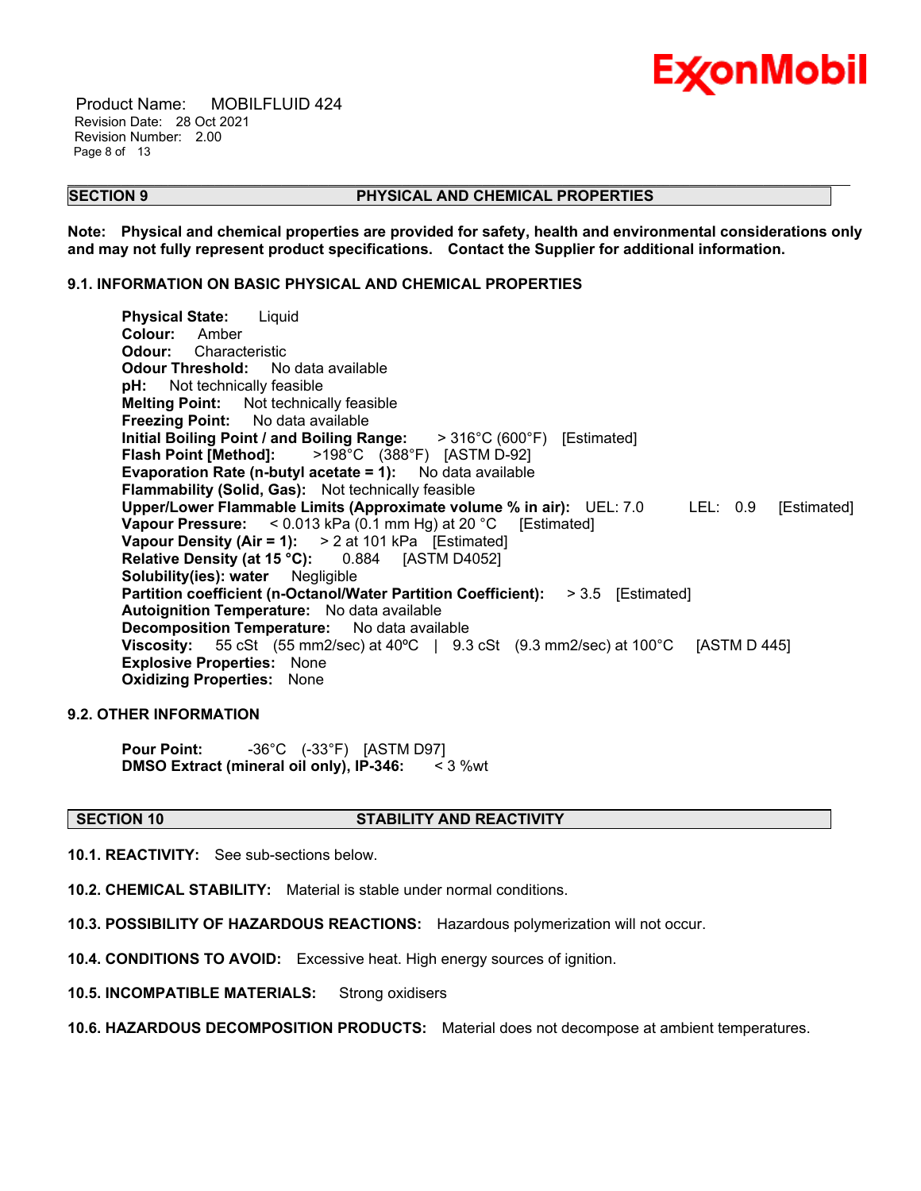## SECTION 9 PHYSICAL AND CHEMICAL PROPERTIES

**Note: Physical and chemical properties are provided for safety, health and environmental considerations only and may not fully represent product specifications. Contact the Supplier for additional information.**

### 9.1. INFORMATION ON BASIC PHYSICAL AND CHEMICAL PROPERTIES

**Physical State:** Liquid
**Colour:** Amber
**Odour:** Characteristic
**Odour Threshold:** No data available
**pH:** Not technically feasible
**Melting Point:** Not technically feasible
**Freezing Point:** No data available
**Initial Boiling Point / and Boiling Range:** > 316°C (600°F) [Estimated]
**Flash Point [Method]:** >198°C (388°F) [ASTM D-92]
**Evaporation Rate (n-butyl acetate = 1):** No data available
**Flammability (Solid, Gas):** Not technically feasible
**Upper/Lower Flammable Limits (Approximate volume % in air):** UEL: 7.0 LEL: 0.9 [Estimated]
**Vapour Pressure:** < 0.013 kPa (0.1 mm Hg) at 20 °C [Estimated]
**Vapour Density (Air = 1):** > 2 at 101 kPa [Estimated]
**Relative Density (at 15 °C):** 0.884 [ASTM D4052]
**Solubility(ies): water** Negligible
**Partition coefficient (n-Octanol/Water Partition Coefficient):** > 3.5 [Estimated]
**Autoignition Temperature:** No data available
**Decomposition Temperature:** No data available
**Viscosity:** 55 cSt (55 mm2/sec) at 40ºC | 9.3 cSt (9.3 mm2/sec) at 100°C [ASTM D 445]
**Explosive Properties:** None
**Oxidizing Properties:** None

### 9.2. OTHER INFORMATION

**Pour Point:** -36°C (-33°F) [ASTM D97]
**DMSO Extract (mineral oil only), IP-346:** < 3 %wt

## SECTION 10 STABILITY AND REACTIVITY

**10.1. REACTIVITY:** See sub-sections below.

**10.2. CHEMICAL STABILITY:** Material is stable under normal conditions.

**10.3. POSSIBILITY OF HAZARDOUS REACTIONS:** Hazardous polymerization will not occur.

**10.4. CONDITIONS TO AVOID:** Excessive heat. High energy sources of ignition.

**10.5. INCOMPATIBLE MATERIALS:** Strong oxidisers

**10.6. HAZARDOUS DECOMPOSITION PRODUCTS:** Material does not decompose at ambient temperatures.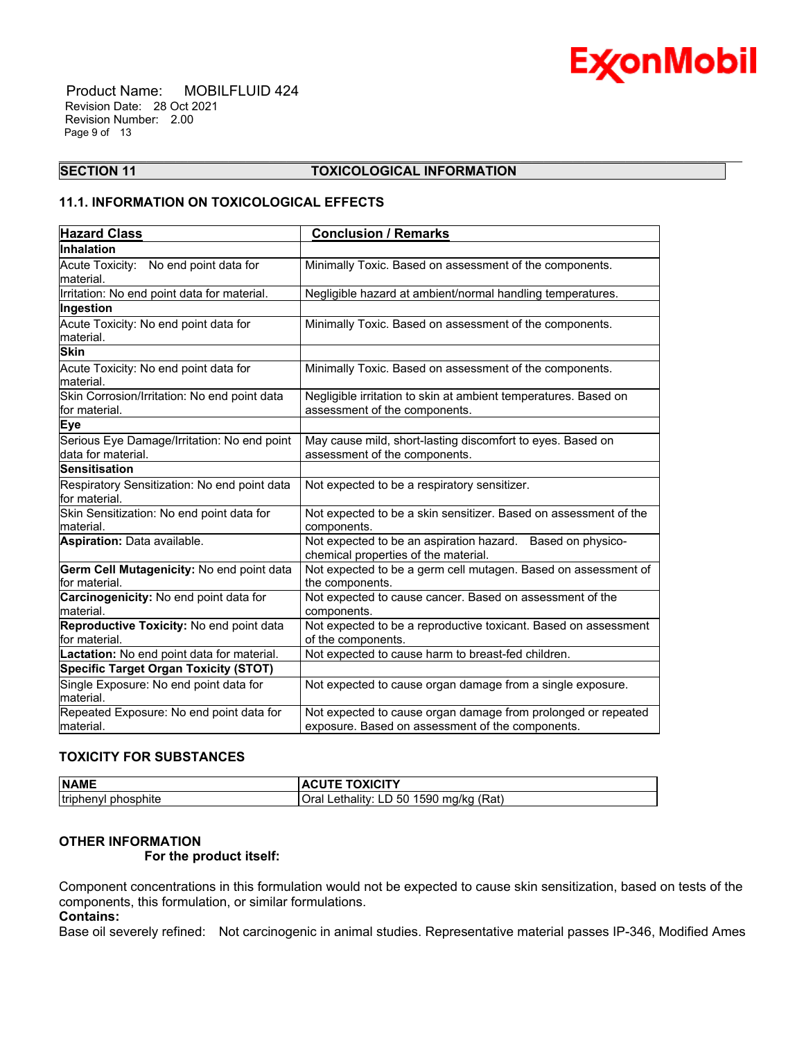## SECTION 11 TOXICOLOGICAL INFORMATION

### 11.1. INFORMATION ON TOXICOLOGICAL EFFECTS

| Hazard Class | Conclusion / Remarks |
|---|---|
| **Inhalation** | |
| Acute Toxicity: No end point data for material. | Minimally Toxic. Based on assessment of the components. |
| Irritation: No end point data for material. | Negligible hazard at ambient/normal handling temperatures. |
| **Ingestion** | |
| Acute Toxicity: No end point data for material. | Minimally Toxic. Based on assessment of the components. |
| **Skin** | |
| Acute Toxicity: No end point data for material. | Minimally Toxic. Based on assessment of the components. |
| Skin Corrosion/Irritation: No end point data for material. | Negligible irritation to skin at ambient temperatures. Based on assessment of the components. |
| **Eye** | |
| Serious Eye Damage/Irritation: No end point data for material. | May cause mild, short-lasting discomfort to eyes. Based on assessment of the components. |
| **Sensitisation** | |
| Respiratory Sensitization: No end point data for material. | Not expected to be a respiratory sensitizer. |
| Skin Sensitization: No end point data for material. | Not expected to be a skin sensitizer. Based on assessment of the components. |
| **Aspiration:** Data available. | Not expected to be an aspiration hazard. Based on physico-chemical properties of the material. |
| **Germ Cell Mutagenicity:** No end point data for material. | Not expected to be a germ cell mutagen. Based on assessment of the components. |
| **Carcinogenicity:** No end point data for material. | Not expected to cause cancer. Based on assessment of the components. |
| **Reproductive Toxicity:** No end point data for material. | Not expected to be a reproductive toxicant. Based on assessment of the components. |
| **Lactation:** No end point data for material. | Not expected to cause harm to breast-fed children. |
| **Specific Target Organ Toxicity (STOT)** | |
| Single Exposure: No end point data for material. | Not expected to cause organ damage from a single exposure. |
| Repeated Exposure: No end point data for material. | Not expected to cause organ damage from prolonged or repeated exposure. Based on assessment of the components. |

### TOXICITY FOR SUBSTANCES

| NAME | ACUTE TOXICITY |
|---|---|
| triphenyl phosphite | Oral Lethality: LD 50 1590 mg/kg (Rat) |

### OTHER INFORMATION

**For the product itself:**

Component concentrations in this formulation would not be expected to cause skin sensitization, based on tests of the components, this formulation, or similar formulations.

**Contains:**

Base oil severely refined: Not carcinogenic in animal studies. Representative material passes IP-346, Modified Ames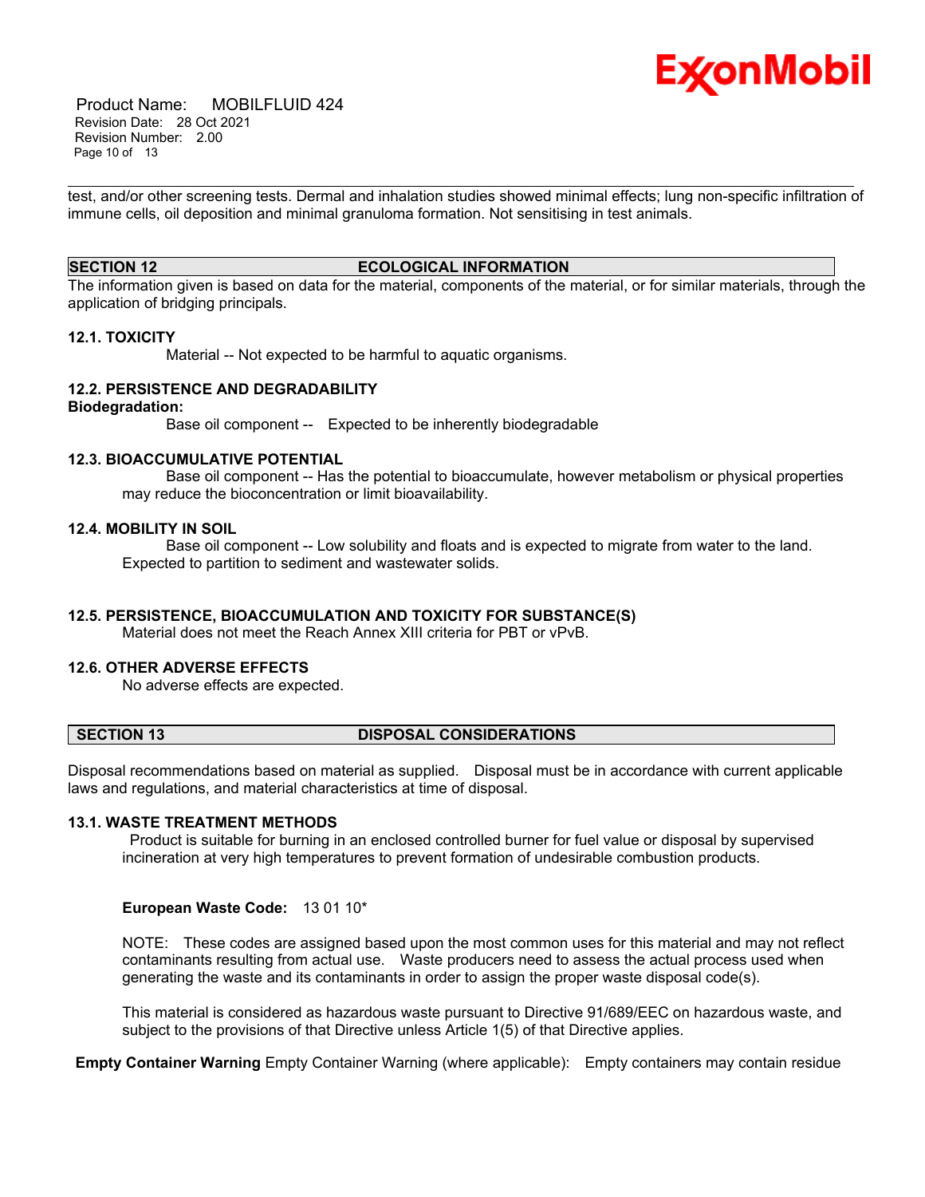test, and/or other screening tests. Dermal and inhalation studies showed minimal effects; lung non-specific infiltration of immune cells, oil deposition and minimal granuloma formation. Not sensitising in test animals.

## SECTION 12 ECOLOGICAL INFORMATION

The information given is based on data for the material, components of the material, or for similar materials, through the application of bridging principals.

### 12.1. TOXICITY

Material -- Not expected to be harmful to aquatic organisms.

### 12.2. PERSISTENCE AND DEGRADABILITY

**Biodegradation:**

Base oil component -- Expected to be inherently biodegradable

### 12.3. BIOACCUMULATIVE POTENTIAL

Base oil component -- Has the potential to bioaccumulate, however metabolism or physical properties may reduce the bioconcentration or limit bioavailability.

### 12.4. MOBILITY IN SOIL

Base oil component -- Low solubility and floats and is expected to migrate from water to the land. Expected to partition to sediment and wastewater solids.

### 12.5. PERSISTENCE, BIOACCUMULATION AND TOXICITY FOR SUBSTANCE(S)

Material does not meet the Reach Annex XIII criteria for PBT or vPvB.

### 12.6. OTHER ADVERSE EFFECTS

No adverse effects are expected.

## SECTION 13 DISPOSAL CONSIDERATIONS

Disposal recommendations based on material as supplied. Disposal must be in accordance with current applicable laws and regulations, and material characteristics at time of disposal.

### 13.1. WASTE TREATMENT METHODS

Product is suitable for burning in an enclosed controlled burner for fuel value or disposal by supervised incineration at very high temperatures to prevent formation of undesirable combustion products.

**European Waste Code:** 13 01 10*

NOTE: These codes are assigned based upon the most common uses for this material and may not reflect contaminants resulting from actual use. Waste producers need to assess the actual process used when generating the waste and its contaminants in order to assign the proper waste disposal code(s).

This material is considered as hazardous waste pursuant to Directive 91/689/EEC on hazardous waste, and subject to the provisions of that Directive unless Article 1(5) of that Directive applies.

**Empty Container Warning** Empty Container Warning (where applicable): Empty containers may contain residue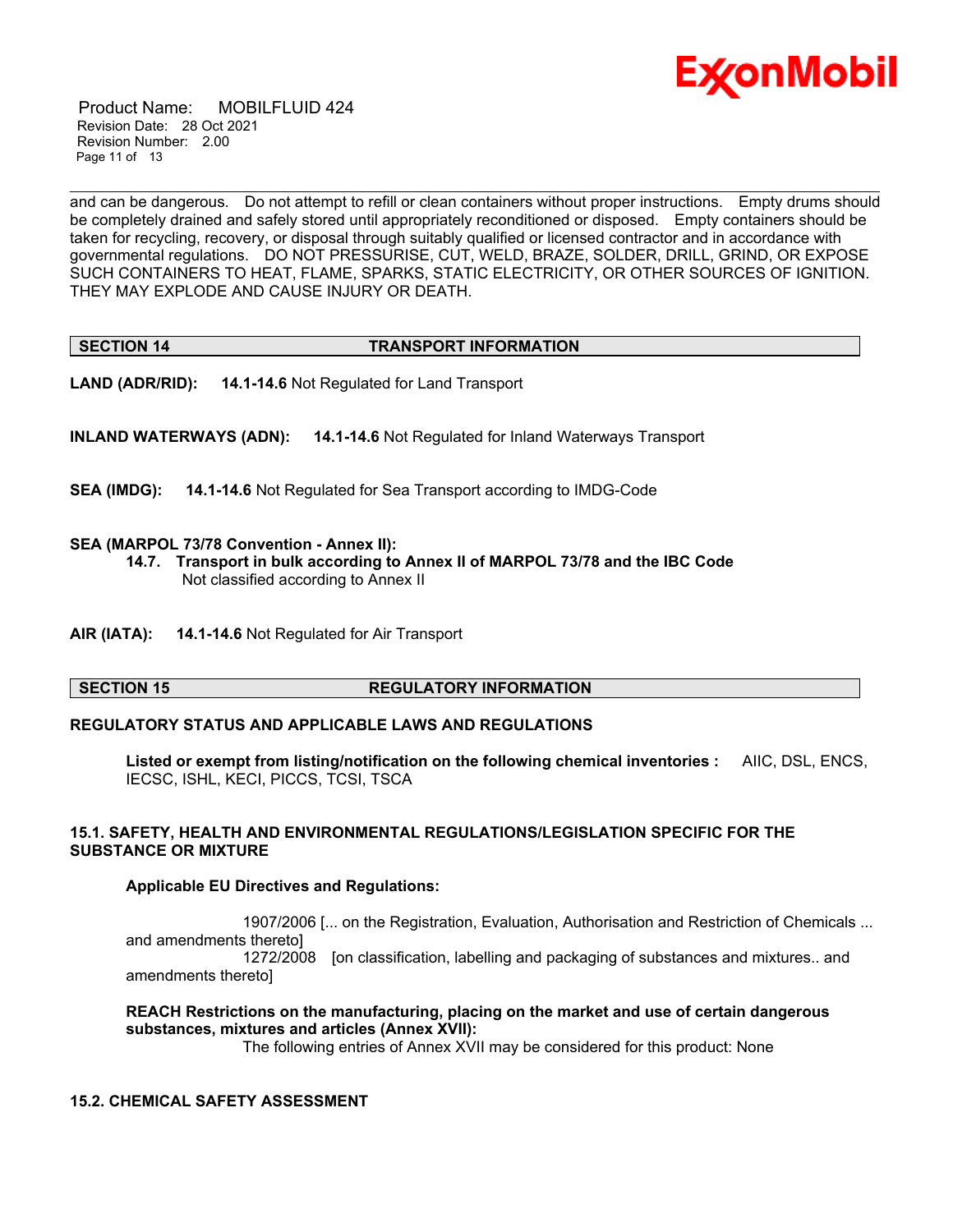and can be dangerous. Do not attempt to refill or clean containers without proper instructions. Empty drums should be completely drained and safely stored until appropriately reconditioned or disposed. Empty containers should be taken for recycling, recovery, or disposal through suitably qualified or licensed contractor and in accordance with governmental regulations. DO NOT PRESSURISE, CUT, WELD, BRAZE, SOLDER, DRILL, GRIND, OR EXPOSE SUCH CONTAINERS TO HEAT, FLAME, SPARKS, STATIC ELECTRICITY, OR OTHER SOURCES OF IGNITION. THEY MAY EXPLODE AND CAUSE INJURY OR DEATH.

## SECTION 14 TRANSPORT INFORMATION

**LAND (ADR/RID):** **14.1-14.6** Not Regulated for Land Transport

**INLAND WATERWAYS (ADN):** **14.1-14.6** Not Regulated for Inland Waterways Transport

**SEA (IMDG):** **14.1-14.6** Not Regulated for Sea Transport according to IMDG-Code

**SEA (MARPOL 73/78 Convention - Annex II):**

**14.7. Transport in bulk according to Annex II of MARPOL 73/78 and the IBC Code**
Not classified according to Annex II

**AIR (IATA):** **14.1-14.6** Not Regulated for Air Transport

## SECTION 15 REGULATORY INFORMATION

**REGULATORY STATUS AND APPLICABLE LAWS AND REGULATIONS**

**Listed or exempt from listing/notification on the following chemical inventories :** AIIC, DSL, ENCS, IECSC, ISHL, KECI, PICCS, TCSI, TSCA

**15.1. SAFETY, HEALTH AND ENVIRONMENTAL REGULATIONS/LEGISLATION SPECIFIC FOR THE SUBSTANCE OR MIXTURE**

**Applicable EU Directives and Regulations:**

1907/2006 [... on the Registration, Evaluation, Authorisation and Restriction of Chemicals ... and amendments thereto]
1272/2008 [on classification, labelling and packaging of substances and mixtures.. and amendments thereto]

**REACH Restrictions on the manufacturing, placing on the market and use of certain dangerous substances, mixtures and articles (Annex XVII):**
The following entries of Annex XVII may be considered for this product: None

**15.2. CHEMICAL SAFETY ASSESSMENT**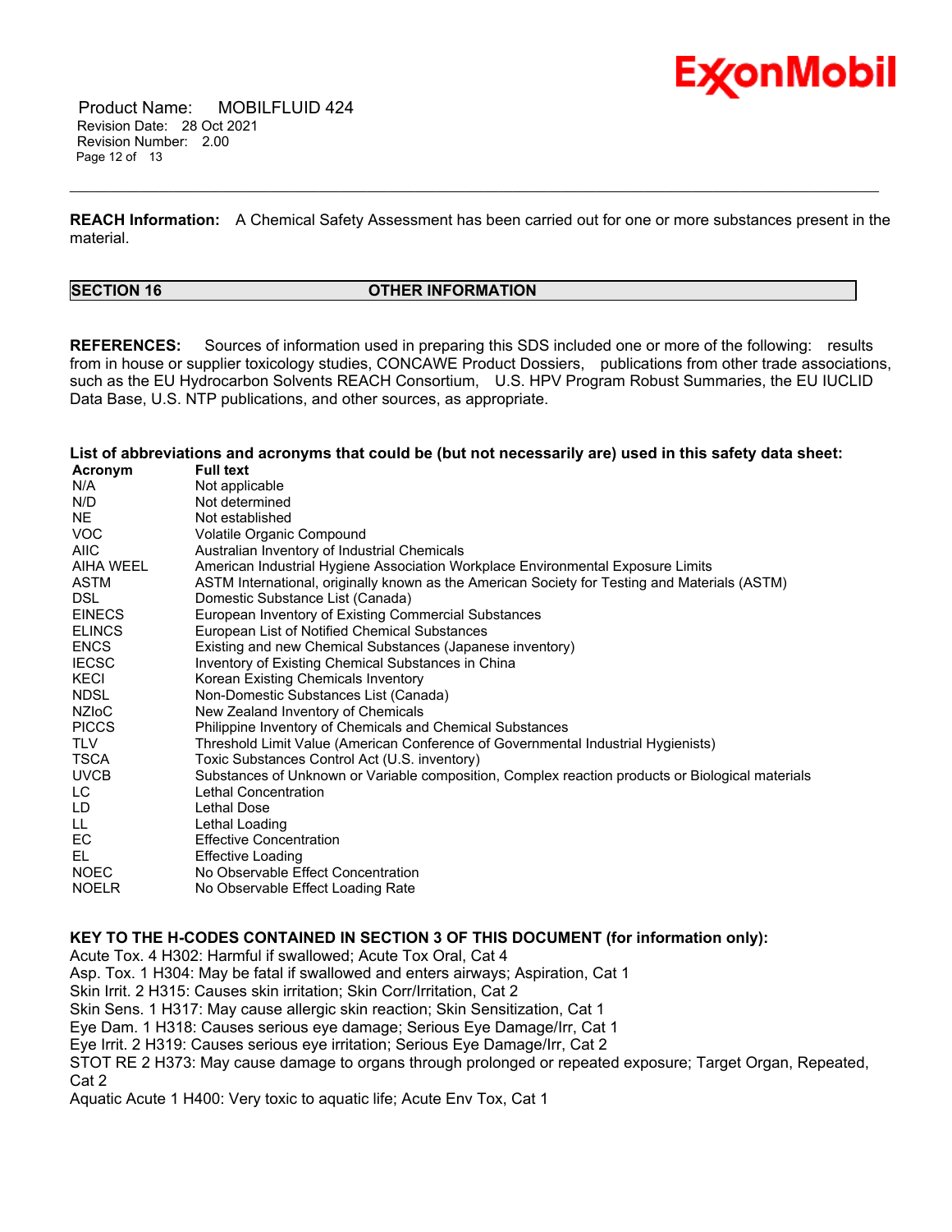**REACH Information:** A Chemical Safety Assessment has been carried out for one or more substances present in the material.

## SECTION 16 OTHER INFORMATION

**REFERENCES:** Sources of information used in preparing this SDS included one or more of the following: results from in house or supplier toxicology studies, CONCAWE Product Dossiers, publications from other trade associations, such as the EU Hydrocarbon Solvents REACH Consortium, U.S. HPV Program Robust Summaries, the EU IUCLID Data Base, U.S. NTP publications, and other sources, as appropriate.

**List of abbreviations and acronyms that could be (but not necessarily are) used in this safety data sheet:**

| Acronym | Full text |
|---|---|
| N/A | Not applicable |
| N/D | Not determined |
| NE | Not established |
| VOC | Volatile Organic Compound |
| AIIC | Australian Inventory of Industrial Chemicals |
| AIHA WEEL | American Industrial Hygiene Association Workplace Environmental Exposure Limits |
| ASTM | ASTM International, originally known as the American Society for Testing and Materials (ASTM) |
| DSL | Domestic Substance List (Canada) |
| EINECS | European Inventory of Existing Commercial Substances |
| ELINCS | European List of Notified Chemical Substances |
| ENCS | Existing and new Chemical Substances (Japanese inventory) |
| IECSC | Inventory of Existing Chemical Substances in China |
| KECI | Korean Existing Chemicals Inventory |
| NDSL | Non-Domestic Substances List (Canada) |
| NZIoC | New Zealand Inventory of Chemicals |
| PICCS | Philippine Inventory of Chemicals and Chemical Substances |
| TLV | Threshold Limit Value (American Conference of Governmental Industrial Hygienists) |
| TSCA | Toxic Substances Control Act (U.S. inventory) |
| UVCB | Substances of Unknown or Variable composition, Complex reaction products or Biological materials |
| LC | Lethal Concentration |
| LD | Lethal Dose |
| LL | Lethal Loading |
| EC | Effective Concentration |
| EL | Effective Loading |
| NOEC | No Observable Effect Concentration |
| NOELR | No Observable Effect Loading Rate |

**KEY TO THE H-CODES CONTAINED IN SECTION 3 OF THIS DOCUMENT (for information only):**

Acute Tox. 4 H302: Harmful if swallowed; Acute Tox Oral, Cat 4
Asp. Tox. 1 H304: May be fatal if swallowed and enters airways; Aspiration, Cat 1
Skin Irrit. 2 H315: Causes skin irritation; Skin Corr/Irritation, Cat 2
Skin Sens. 1 H317: May cause allergic skin reaction; Skin Sensitization, Cat 1
Eye Dam. 1 H318: Causes serious eye damage; Serious Eye Damage/Irr, Cat 1
Eye Irrit. 2 H319: Causes serious eye irritation; Serious Eye Damage/Irr, Cat 2
STOT RE 2 H373: May cause damage to organs through prolonged or repeated exposure; Target Organ, Repeated, Cat 2
Aquatic Acute 1 H400: Very toxic to aquatic life; Acute Env Tox, Cat 1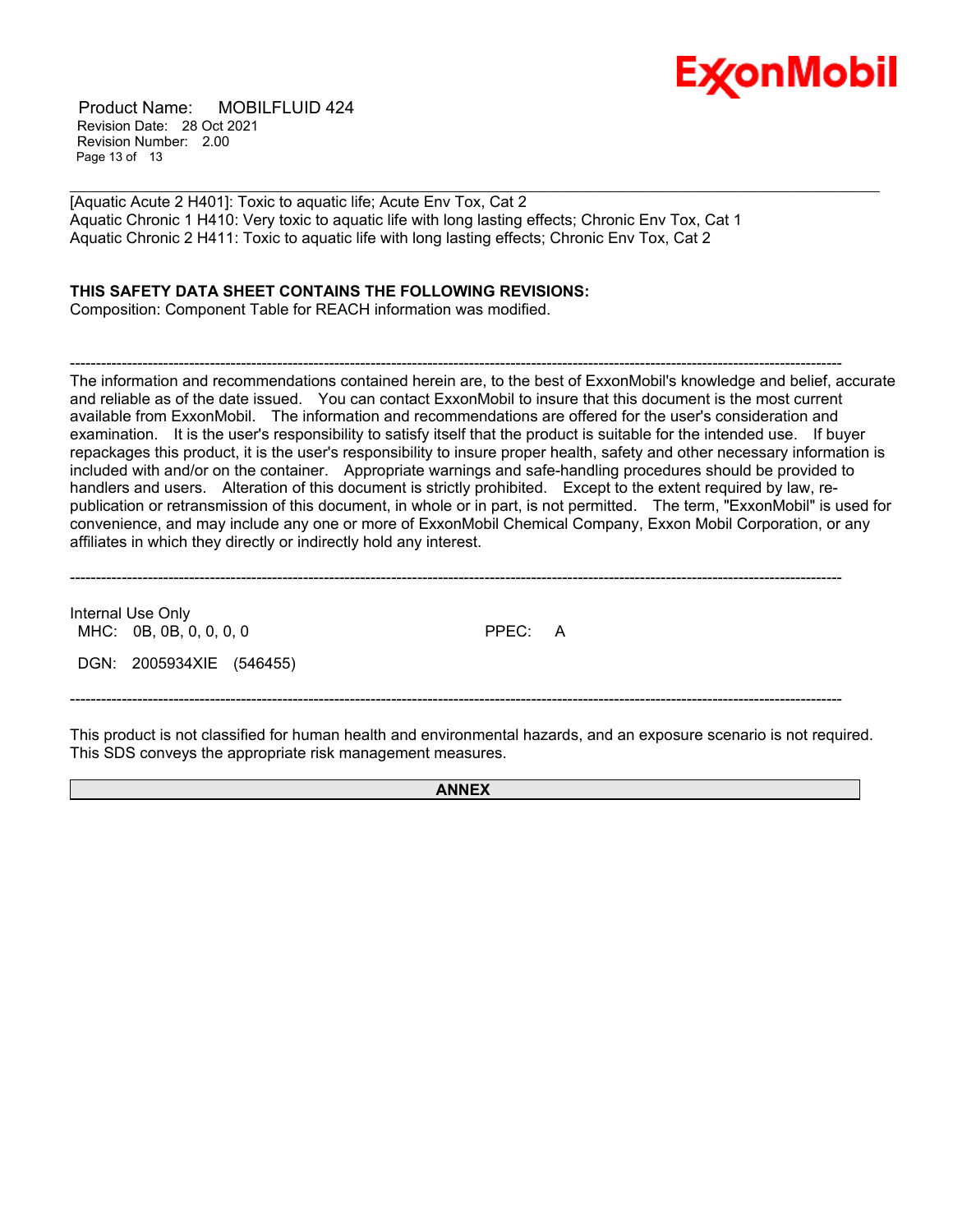[Aquatic Acute 2 H401]: Toxic to aquatic life; Acute Env Tox, Cat 2
Aquatic Chronic 1 H410: Very toxic to aquatic life with long lasting effects; Chronic Env Tox, Cat 1
Aquatic Chronic 2 H411: Toxic to aquatic life with long lasting effects; Chronic Env Tox, Cat 2

**THIS SAFETY DATA SHEET CONTAINS THE FOLLOWING REVISIONS:**
Composition: Component Table for REACH information was modified.

-----------------------------------------------------------------------------------------------------------------------------------------------

The information and recommendations contained herein are, to the best of ExxonMobil's knowledge and belief, accurate and reliable as of the date issued. You can contact ExxonMobil to insure that this document is the most current available from ExxonMobil. The information and recommendations are offered for the user's consideration and examination. It is the user's responsibility to satisfy itself that the product is suitable for the intended use. If buyer repackages this product, it is the user's responsibility to insure proper health, safety and other necessary information is included with and/or on the container. Appropriate warnings and safe-handling procedures should be provided to handlers and users. Alteration of this document is strictly prohibited. Except to the extent required by law, re-publication or retransmission of this document, in whole or in part, is not permitted. The term, "ExxonMobil" is used for convenience, and may include any one or more of ExxonMobil Chemical Company, Exxon Mobil Corporation, or any affiliates in which they directly or indirectly hold any interest.

-----------------------------------------------------------------------------------------------------------------------------------------------

Internal Use Only
MHC: 0B, 0B, 0, 0, 0, 0 PPEC: A

DGN: 2005934XIE (546455)

-----------------------------------------------------------------------------------------------------------------------------------------------

This product is not classified for human health and environmental hazards, and an exposure scenario is not required. This SDS conveys the appropriate risk management measures.

**ANNEX**